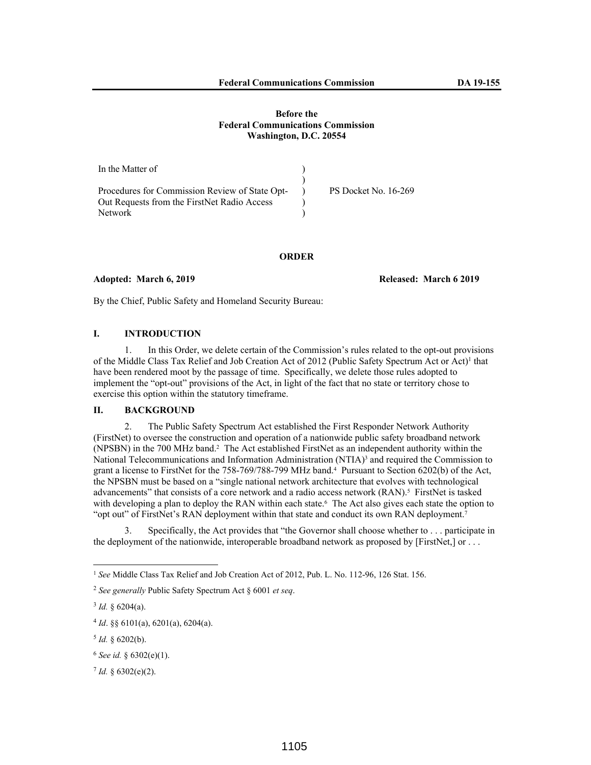**Federal Communications Commission DA 19-155**

**Before the**
**Federal Communications Commission**
**Washington, D.C. 20554**

| | | |
|---|---|---|
| In the Matter of | ) | |
| | ) | |
| Procedures for Commission Review of State Opt-Out Requests from the FirstNet Radio Access Network | ) | PS Docket No. 16-269 |
| | ) | |
| | ) | |

**ORDER**

**Adopted: March 6, 2019** **Released: March 6 2019**

By the Chief, Public Safety and Homeland Security Bureau:

## I. INTRODUCTION

1. In this Order, we delete certain of the Commission's rules related to the opt-out provisions of the Middle Class Tax Relief and Job Creation Act of 2012 (Public Safety Spectrum Act or Act)[1] that have been rendered moot by the passage of time. Specifically, we delete those rules adopted to implement the "opt-out" provisions of the Act, in light of the fact that no state or territory chose to exercise this option within the statutory timeframe.

## II. BACKGROUND

2. The Public Safety Spectrum Act established the First Responder Network Authority (FirstNet) to oversee the construction and operation of a nationwide public safety broadband network (NPSBN) in the 700 MHz band.[2] The Act established FirstNet as an independent authority within the National Telecommunications and Information Administration (NTIA)[3] and required the Commission to grant a license to FirstNet for the 758-769/788-799 MHz band.[4] Pursuant to Section 6202(b) of the Act, the NPSBN must be based on a "single national network architecture that evolves with technological advancements" that consists of a core network and a radio access network (RAN).[5] FirstNet is tasked with developing a plan to deploy the RAN within each state.[6] The Act also gives each state the option to "opt out" of FirstNet's RAN deployment within that state and conduct its own RAN deployment.[7]

3. Specifically, the Act provides that "the Governor shall choose whether to . . . participate in the deployment of the nationwide, interoperable broadband network as proposed by [FirstNet,] or . . .

---

[1] *See* Middle Class Tax Relief and Job Creation Act of 2012, Pub. L. No. 112-96, 126 Stat. 156.

[2] *See generally* Public Safety Spectrum Act § 6001 *et seq*.

[3] *Id.* § 6204(a).

[4] *Id*. §§ 6101(a), 6201(a), 6204(a).

[5] *Id.* § 6202(b).

[6] *See id.* § 6302(e)(1).

[7] *Id.* § 6302(e)(2).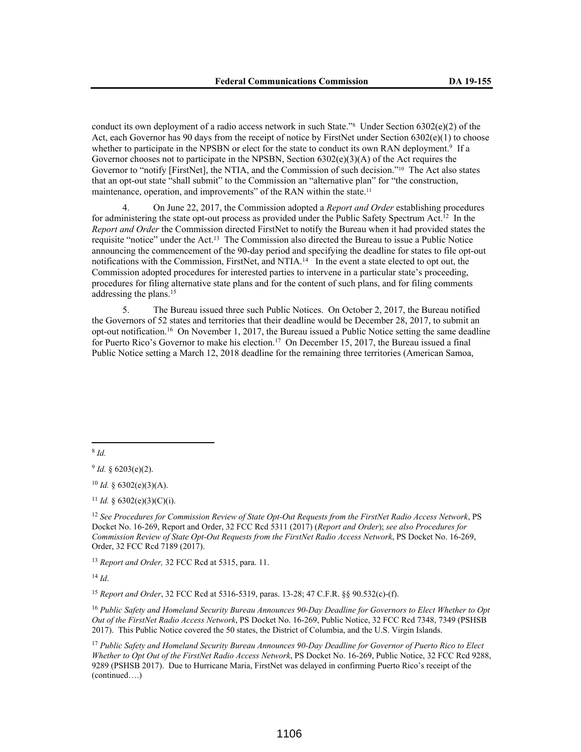conduct its own deployment of a radio access network in such State."[8] Under Section 6302(e)(2) of the Act, each Governor has 90 days from the receipt of notice by FirstNet under Section 6302(e)(1) to choose whether to participate in the NPSBN or elect for the state to conduct its own RAN deployment.[9] If a Governor chooses not to participate in the NPSBN, Section 6302(e)(3)(A) of the Act requires the Governor to "notify [FirstNet], the NTIA, and the Commission of such decision."[10] The Act also states that an opt-out state "shall submit" to the Commission an "alternative plan" for "the construction, maintenance, operation, and improvements" of the RAN within the state.[11]

4. On June 22, 2017, the Commission adopted a *Report and Order* establishing procedures for administering the state opt-out process as provided under the Public Safety Spectrum Act.[12] In the *Report and Order* the Commission directed FirstNet to notify the Bureau when it had provided states the requisite "notice" under the Act.[13] The Commission also directed the Bureau to issue a Public Notice announcing the commencement of the 90-day period and specifying the deadline for states to file opt-out notifications with the Commission, FirstNet, and NTIA.[14] In the event a state elected to opt out, the Commission adopted procedures for interested parties to intervene in a particular state's proceeding, procedures for filing alternative state plans and for the content of such plans, and for filing comments addressing the plans.[15]

5. The Bureau issued three such Public Notices. On October 2, 2017, the Bureau notified the Governors of 52 states and territories that their deadline would be December 28, 2017, to submit an opt-out notification.[16] On November 1, 2017, the Bureau issued a Public Notice setting the same deadline for Puerto Rico's Governor to make his election.[17] On December 15, 2017, the Bureau issued a final Public Notice setting a March 12, 2018 deadline for the remaining three territories (American Samoa,

---

[8] *Id.*

[9] *Id.* § 6203(e)(2).

[10] *Id.* § 6302(e)(3)(A).

[11] *Id.* § 6302(e)(3)(C)(i).

[12] *See Procedures for Commission Review of State Opt-Out Requests from the FirstNet Radio Access Network*, PS Docket No. 16-269, Report and Order, 32 FCC Rcd 5311 (2017) (*Report and Order*); *see also Procedures for Commission Review of State Opt-Out Requests from the FirstNet Radio Access Network*, PS Docket No. 16-269, Order, 32 FCC Rcd 7189 (2017).

[13] *Report and Order,* 32 FCC Rcd at 5315, para. 11.

[14] *Id*.

[15] *Report and Order*, 32 FCC Rcd at 5316-5319, paras. 13-28; 47 C.F.R. §§ 90.532(c)-(f).

[16] *Public Safety and Homeland Security Bureau Announces 90-Day Deadline for Governors to Elect Whether to Opt Out of the FirstNet Radio Access Network*, PS Docket No. 16-269, Public Notice, 32 FCC Rcd 7348, 7349 (PSHSB 2017). This Public Notice covered the 50 states, the District of Columbia, and the U.S. Virgin Islands.

[17] *Public Safety and Homeland Security Bureau Announces 90-Day Deadline for Governor of Puerto Rico to Elect Whether to Opt Out of the FirstNet Radio Access Network*, PS Docket No. 16-269, Public Notice, 32 FCC Rcd 9288, 9289 (PSHSB 2017). Due to Hurricane Maria, FirstNet was delayed in confirming Puerto Rico's receipt of the (continued….)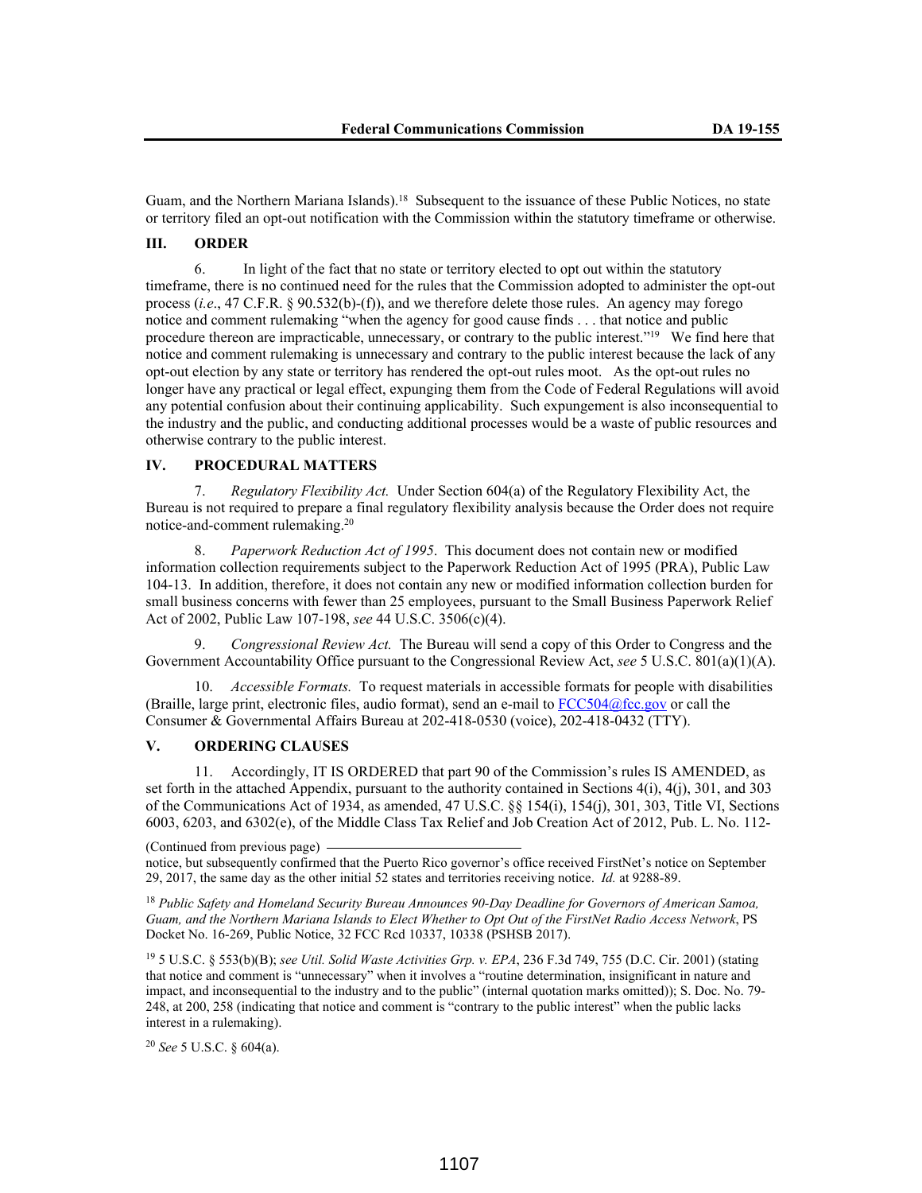Guam, and the Northern Mariana Islands).[18] Subsequent to the issuance of these Public Notices, no state or territory filed an opt-out notification with the Commission within the statutory timeframe or otherwise.

## III. ORDER

6. In light of the fact that no state or territory elected to opt out within the statutory timeframe, there is no continued need for the rules that the Commission adopted to administer the opt-out process (*i.e*., 47 C.F.R. § 90.532(b)-(f)), and we therefore delete those rules. An agency may forego notice and comment rulemaking "when the agency for good cause finds . . . that notice and public procedure thereon are impracticable, unnecessary, or contrary to the public interest."[19] We find here that notice and comment rulemaking is unnecessary and contrary to the public interest because the lack of any opt-out election by any state or territory has rendered the opt-out rules moot. As the opt-out rules no longer have any practical or legal effect, expunging them from the Code of Federal Regulations will avoid any potential confusion about their continuing applicability. Such expungement is also inconsequential to the industry and the public, and conducting additional processes would be a waste of public resources and otherwise contrary to the public interest.

## IV. PROCEDURAL MATTERS

7. *Regulatory Flexibility Act.* Under Section 604(a) of the Regulatory Flexibility Act, the Bureau is not required to prepare a final regulatory flexibility analysis because the Order does not require notice-and-comment rulemaking.[20]

8. *Paperwork Reduction Act of 1995*. This document does not contain new or modified information collection requirements subject to the Paperwork Reduction Act of 1995 (PRA), Public Law 104-13. In addition, therefore, it does not contain any new or modified information collection burden for small business concerns with fewer than 25 employees, pursuant to the Small Business Paperwork Relief Act of 2002, Public Law 107-198, *see* 44 U.S.C. 3506(c)(4).

9. *Congressional Review Act.* The Bureau will send a copy of this Order to Congress and the Government Accountability Office pursuant to the Congressional Review Act, *see* 5 U.S.C. 801(a)(1)(A).

10. *Accessible Formats.* To request materials in accessible formats for people with disabilities (Braille, large print, electronic files, audio format), send an e-mail to FCC504@fcc.gov or call the Consumer & Governmental Affairs Bureau at 202-418-0530 (voice), 202-418-0432 (TTY).

## V. ORDERING CLAUSES

11. Accordingly, IT IS ORDERED that part 90 of the Commission's rules IS AMENDED, as set forth in the attached Appendix, pursuant to the authority contained in Sections 4(i), 4(j), 301, and 303 of the Communications Act of 1934, as amended, 47 U.S.C. §§ 154(i), 154(j), 301, 303, Title VI, Sections 6003, 6203, and 6302(e), of the Middle Class Tax Relief and Job Creation Act of 2012, Pub. L. No. 112-

(Continued from previous page)

notice, but subsequently confirmed that the Puerto Rico governor's office received FirstNet's notice on September 29, 2017, the same day as the other initial 52 states and territories receiving notice. *Id.* at 9288-89.

[18] *Public Safety and Homeland Security Bureau Announces 90-Day Deadline for Governors of American Samoa, Guam, and the Northern Mariana Islands to Elect Whether to Opt Out of the FirstNet Radio Access Network*, PS Docket No. 16-269, Public Notice, 32 FCC Rcd 10337, 10338 (PSHSB 2017).

[19] 5 U.S.C. § 553(b)(B); *see Util. Solid Waste Activities Grp. v. EPA*, 236 F.3d 749, 755 (D.C. Cir. 2001) (stating that notice and comment is "unnecessary" when it involves a "routine determination, insignificant in nature and impact, and inconsequential to the industry and to the public" (internal quotation marks omitted)); S. Doc. No. 79-248, at 200, 258 (indicating that notice and comment is "contrary to the public interest" when the public lacks interest in a rulemaking).

[20] *See* 5 U.S.C. § 604(a).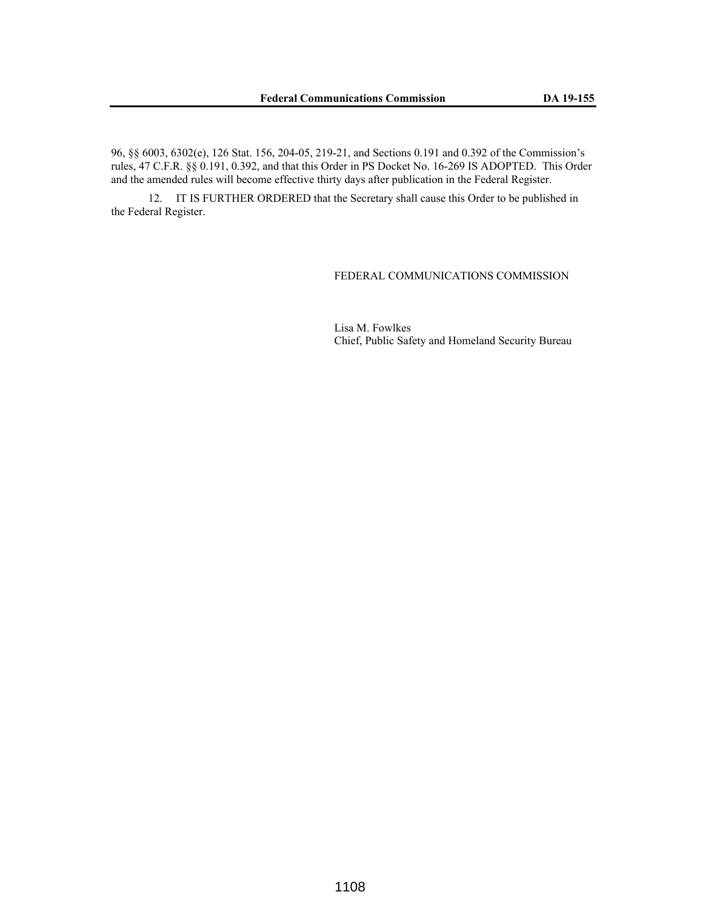96, §§ 6003, 6302(e), 126 Stat. 156, 204-05, 219-21, and Sections 0.191 and 0.392 of the Commission's rules, 47 C.F.R. §§ 0.191, 0.392, and that this Order in PS Docket No. 16-269 IS ADOPTED. This Order and the amended rules will become effective thirty days after publication in the Federal Register.

12. IT IS FURTHER ORDERED that the Secretary shall cause this Order to be published in the Federal Register.

FEDERAL COMMUNICATIONS COMMISSION

Lisa M. Fowlkes
Chief, Public Safety and Homeland Security Bureau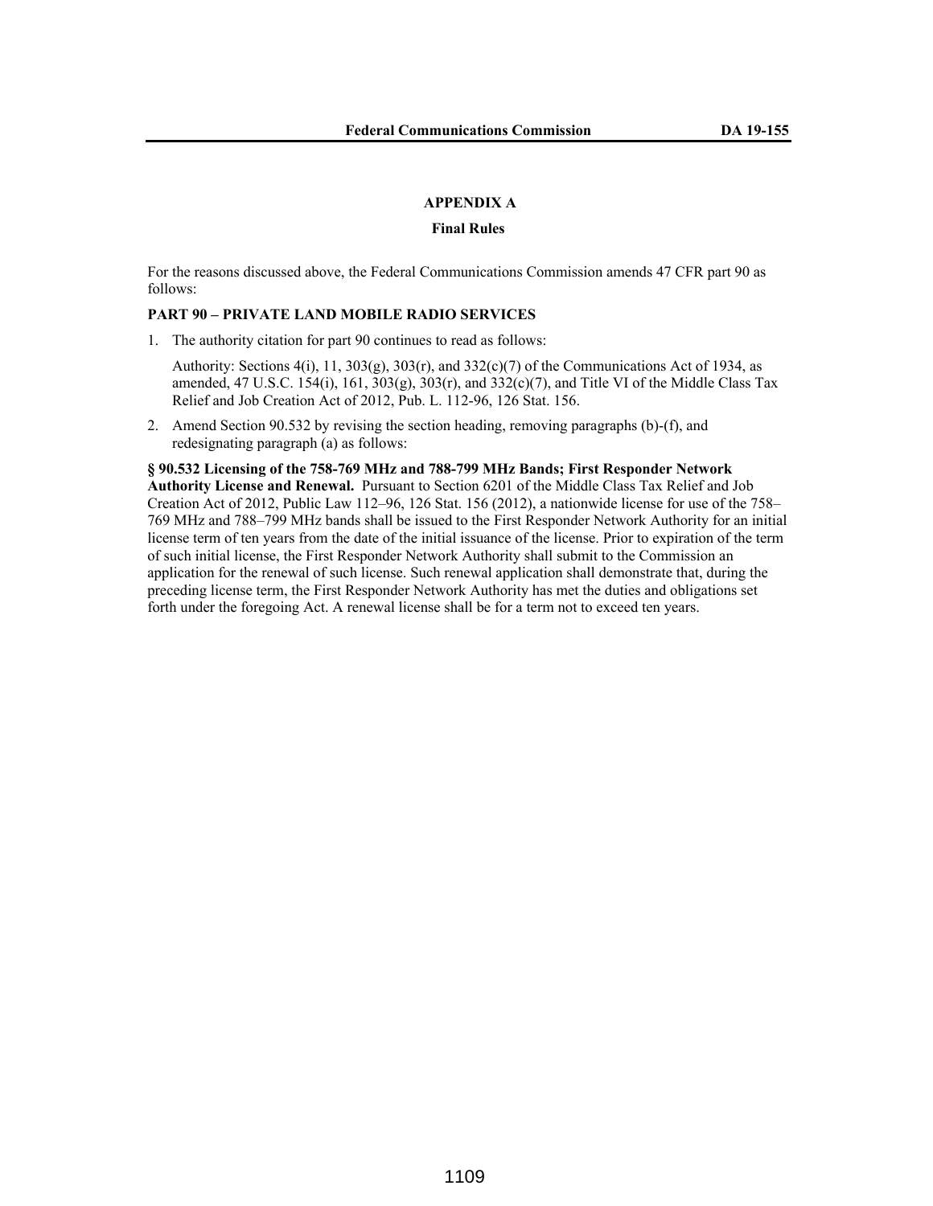## APPENDIX A

### Final Rules

For the reasons discussed above, the Federal Communications Commission amends 47 CFR part 90 as follows:

**PART 90 – PRIVATE LAND MOBILE RADIO SERVICES**

1. The authority citation for part 90 continues to read as follows:

   Authority: Sections 4(i), 11, 303(g), 303(r), and 332(c)(7) of the Communications Act of 1934, as amended, 47 U.S.C. 154(i), 161, 303(g), 303(r), and 332(c)(7), and Title VI of the Middle Class Tax Relief and Job Creation Act of 2012, Pub. L. 112-96, 126 Stat. 156.

2. Amend Section 90.532 by revising the section heading, removing paragraphs (b)-(f), and redesignating paragraph (a) as follows:

**§ 90.532 Licensing of the 758-769 MHz and 788-799 MHz Bands; First Responder Network Authority License and Renewal.** Pursuant to Section 6201 of the Middle Class Tax Relief and Job Creation Act of 2012, Public Law 112–96, 126 Stat. 156 (2012), a nationwide license for use of the 758–769 MHz and 788–799 MHz bands shall be issued to the First Responder Network Authority for an initial license term of ten years from the date of the initial issuance of the license. Prior to expiration of the term of such initial license, the First Responder Network Authority shall submit to the Commission an application for the renewal of such license. Such renewal application shall demonstrate that, during the preceding license term, the First Responder Network Authority has met the duties and obligations set forth under the foregoing Act. A renewal license shall be for a term not to exceed ten years.